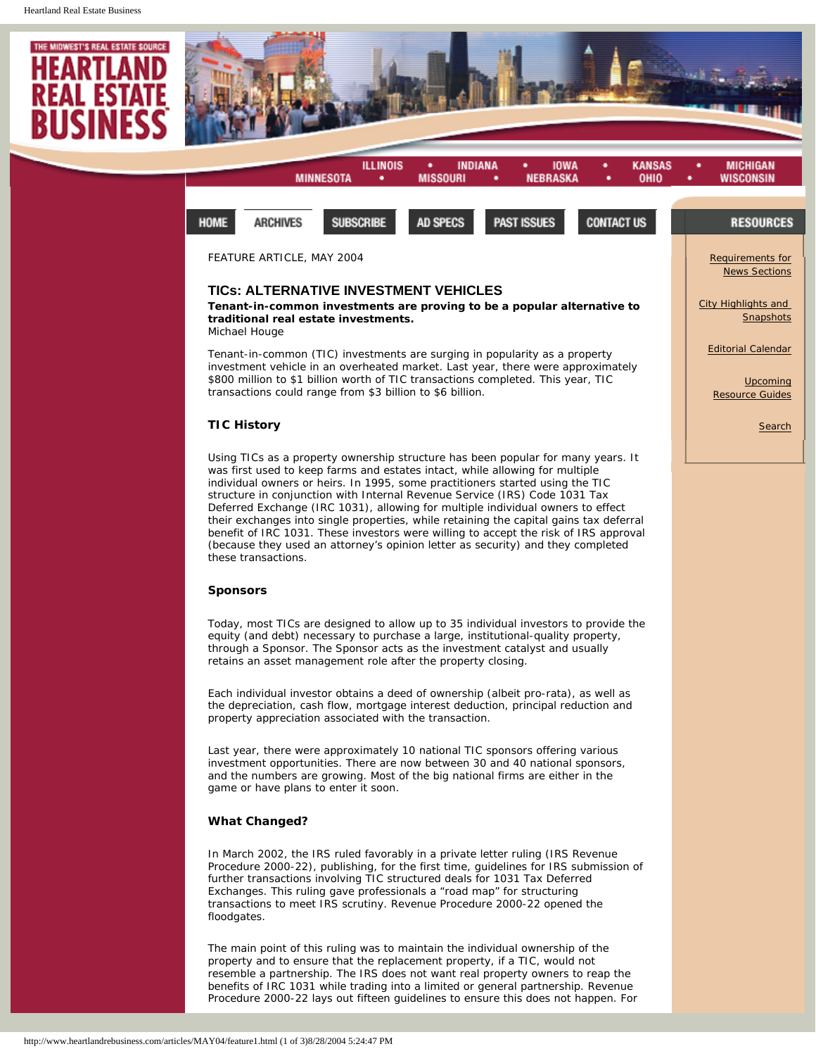FEATURE ARTICLE, MAY 2004

## TICs: ALTERNATIVE INVESTMENT VEHICLES

**Tenant-in-common investments are proving to be a popular alternative to traditional real estate investments.**

Michael Houge

Tenant-in-common (TIC) investments are surging in popularity as a property investment vehicle in an overheated market. Last year, there were approximately $800 million to $1 billion worth of TIC transactions completed. This year, TIC transactions could range from $3 billion to $6 billion.

### TIC History

Using TICs as a property ownership structure has been popular for many years. It was first used to keep farms and estates intact, while allowing for multiple individual owners or heirs. In 1995, some practitioners started using the TIC structure in conjunction with Internal Revenue Service (IRS) Code 1031 Tax Deferred Exchange (IRC 1031), allowing for multiple individual owners to effect their exchanges into single properties, while retaining the capital gains tax deferral benefit of IRC 1031. These investors were willing to accept the risk of IRS approval (because they used an attorney's opinion letter as security) and they completed these transactions.

### Sponsors

Today, most TICs are designed to allow up to 35 individual investors to provide the equity (and debt) necessary to purchase a large, institutional-quality property, through a Sponsor. The Sponsor acts as the investment catalyst and usually retains an asset management role after the property closing.

Each individual investor obtains a deed of ownership (albeit pro-rata), as well as the depreciation, cash flow, mortgage interest deduction, principal reduction and property appreciation associated with the transaction.

Last year, there were approximately 10 national TIC sponsors offering various investment opportunities. There are now between 30 and 40 national sponsors, and the numbers are growing. Most of the big national firms are either in the game or have plans to enter it soon.

### What Changed?

In March 2002, the IRS ruled favorably in a private letter ruling (IRS Revenue Procedure 2000-22), publishing, for the first time, guidelines for IRS submission of further transactions involving TIC structured deals for 1031 Tax Deferred Exchanges. This ruling gave professionals a "road map" for structuring transactions to meet IRS scrutiny. Revenue Procedure 2000-22 opened the floodgates.

The main point of this ruling was to maintain the individual ownership of the property and to ensure that the replacement property, if a TIC, would not resemble a partnership. The IRS does not want real property owners to reap the benefits of IRC 1031 while trading into a limited or general partnership. Revenue Procedure 2000-22 lays out fifteen guidelines to ensure this does not happen. For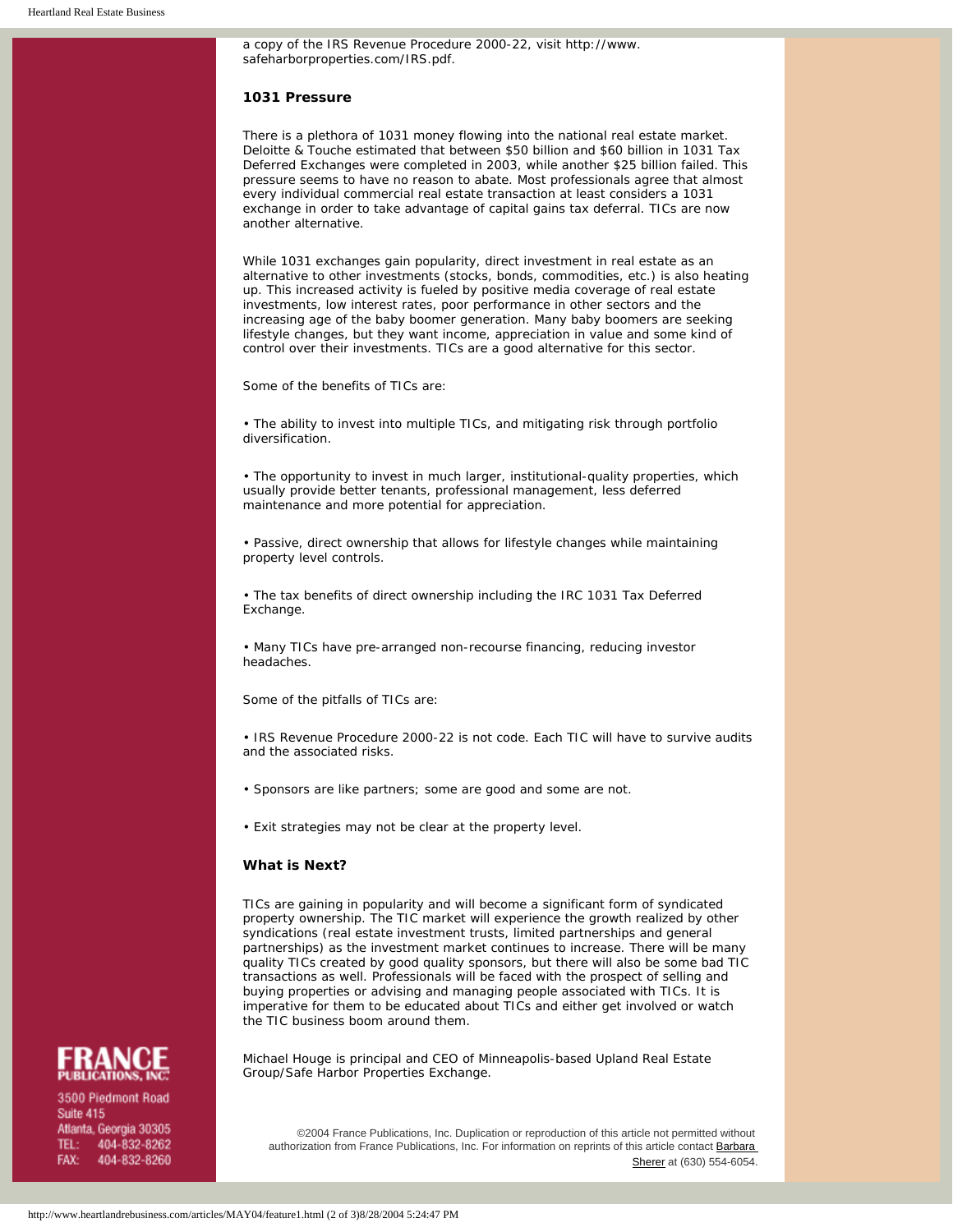a copy of the IRS Revenue Procedure 2000-22, visit http://www.safeharborproperties.com/IRS.pdf.

**1031 Pressure**

There is a plethora of 1031 money flowing into the national real estate market. Deloitte & Touche estimated that between $50 billion and $60 billion in 1031 Tax Deferred Exchanges were completed in 2003, while another $25 billion failed. This pressure seems to have no reason to abate. Most professionals agree that almost every individual commercial real estate transaction at least considers a 1031 exchange in order to take advantage of capital gains tax deferral. TICs are now another alternative.

While 1031 exchanges gain popularity, direct investment in real estate as an alternative to other investments (stocks, bonds, commodities, etc.) is also heating up. This increased activity is fueled by positive media coverage of real estate investments, low interest rates, poor performance in other sectors and the increasing age of the baby boomer generation. Many baby boomers are seeking lifestyle changes, but they want income, appreciation in value and some kind of control over their investments. TICs are a good alternative for this sector.

Some of the benefits of TICs are:

• The ability to invest into multiple TICs, and mitigating risk through portfolio diversification.

• The opportunity to invest in much larger, institutional-quality properties, which usually provide better tenants, professional management, less deferred maintenance and more potential for appreciation.

• Passive, direct ownership that allows for lifestyle changes while maintaining property level controls.

• The tax benefits of direct ownership including the IRC 1031 Tax Deferred Exchange.

• Many TICs have pre-arranged non-recourse financing, reducing investor headaches.

Some of the pitfalls of TICs are:

• IRS Revenue Procedure 2000-22 is not code. Each TIC will have to survive audits and the associated risks.

• Sponsors are like partners; some are good and some are not.

• Exit strategies may not be clear at the property level.

**What is Next?**

TICs are gaining in popularity and will become a significant form of syndicated property ownership. The TIC market will experience the growth realized by other syndications (real estate investment trusts, limited partnerships and general partnerships) as the investment market continues to increase. There will be many quality TICs created by good quality sponsors, but there will also be some bad TIC transactions as well. Professionals will be faced with the prospect of selling and buying properties or advising and managing people associated with TICs. It is imperative for them to be educated about TICs and either get involved or watch the TIC business boom around them.

Michael Houge is principal and CEO of Minneapolis-based Upland Real Estate Group/Safe Harbor Properties Exchange.

©2004 France Publications, Inc. Duplication or reproduction of this article not permitted without authorization from France Publications, Inc. For information on reprints of this article contact Barbara Sherer at (630) 554-6054.

FRANCE PUBLICATIONS, INC.
3500 Piedmont Road
Suite 415
Atlanta, Georgia 30305
TEL: 404-832-8262
FAX: 404-832-8260